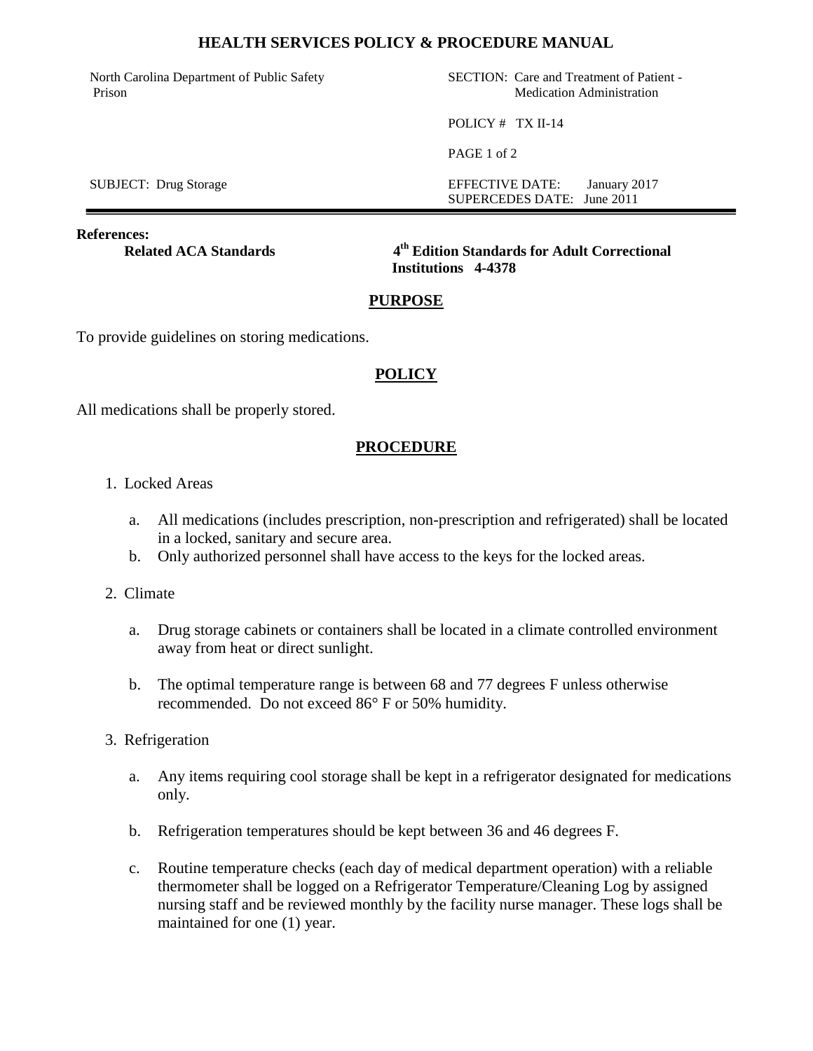# HEALTH SERVICES POLICY & PROCEDURE MANUAL

| | |
|---|---|
| North Carolina Department of Public Safety Prison | SECTION: Care and Treatment of Patient - Medication Administration |
| | POLICY # TX II-14 |
| SUBJECT: Drug Storage | EFFECTIVE DATE: January 2017 |
| | SUPERCEDES DATE: June 2011 |

**References:**

**Related ACA Standards** — **4th Edition Standards for Adult Correctional Institutions 4-4378**

## PURPOSE

To provide guidelines on storing medications.

## POLICY

All medications shall be properly stored.

## PROCEDURE

1. Locked Areas

   a. All medications (includes prescription, non-prescription and refrigerated) shall be located in a locked, sanitary and secure area.

   b. Only authorized personnel shall have access to the keys for the locked areas.

2. Climate

   a. Drug storage cabinets or containers shall be located in a climate controlled environment away from heat or direct sunlight.

   b. The optimal temperature range is between 68 and 77 degrees F unless otherwise recommended. Do not exceed 86° F or 50% humidity.

3. Refrigeration

   a. Any items requiring cool storage shall be kept in a refrigerator designated for medications only.

   b. Refrigeration temperatures should be kept between 36 and 46 degrees F.

   c. Routine temperature checks (each day of medical department operation) with a reliable thermometer shall be logged on a Refrigerator Temperature/Cleaning Log by assigned nursing staff and be reviewed monthly by the facility nurse manager. These logs shall be maintained for one (1) year.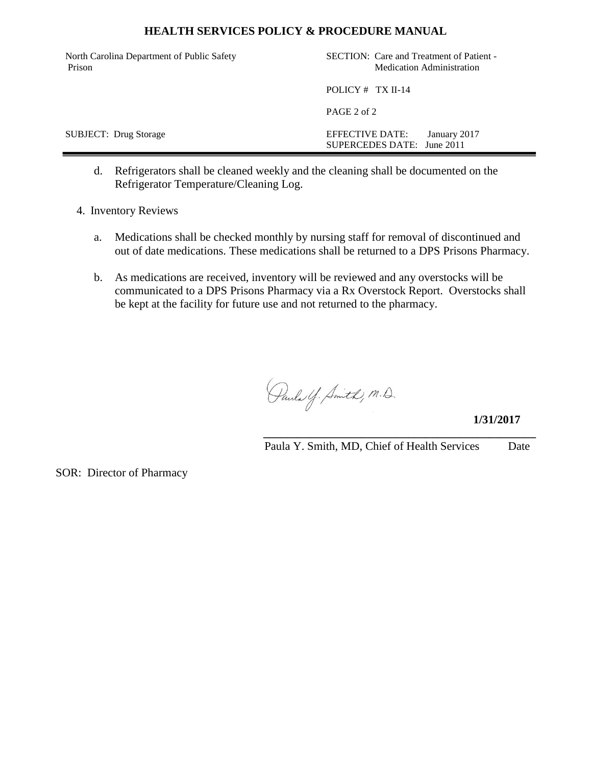d. Refrigerators shall be cleaned weekly and the cleaning shall be documented on the Refrigerator Temperature/Cleaning Log.

4. Inventory Reviews

   a. Medications shall be checked monthly by nursing staff for removal of discontinued and out of date medications. These medications shall be returned to a DPS Prisons Pharmacy.

   b. As medications are received, inventory will be reviewed and any overstocks will be communicated to a DPS Prisons Pharmacy via a Rx Overstock Report. Overstocks shall be kept at the facility for future use and not returned to the pharmacy.

Paula Y. Smith, M.D.

**1/31/2017**

Paula Y. Smith, MD, Chief of Health Services Date

SOR: Director of Pharmacy